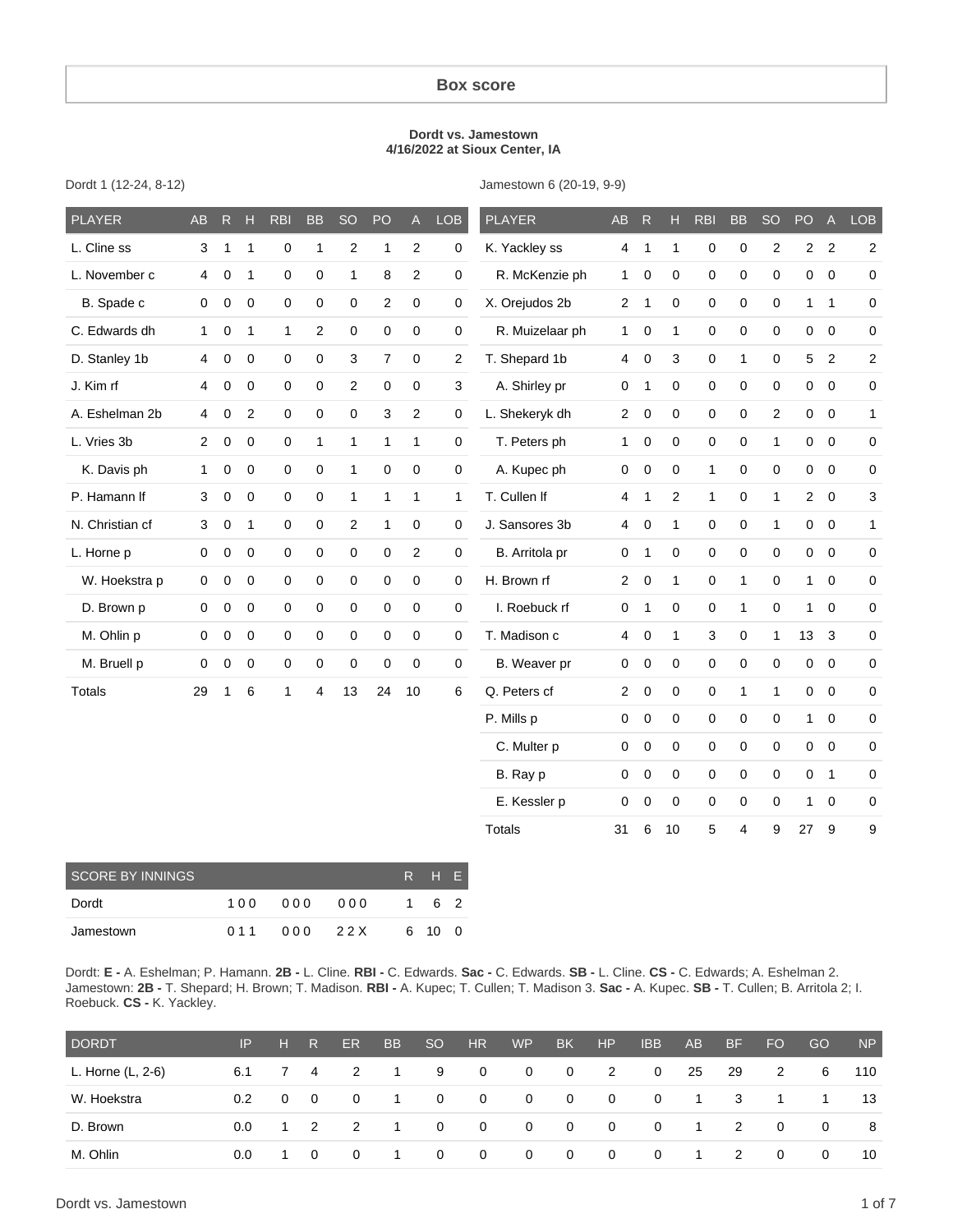# Box score

**Dordt vs. Jamestown**
**4/16/2022 at Sioux Center, IA**

Dordt 1 (12-24, 8-12)

| PLAYER | AB | R | H | RBI | BB | SO | PO | A | LOB |
|---|---|---|---|---|---|---|---|---|---|
| L. Cline ss | 3 | 1 | 1 | 0 | 1 | 2 | 1 | 2 | 0 |
| L. November c | 4 | 0 | 1 | 0 | 0 | 1 | 8 | 2 | 0 |
| B. Spade c | 0 | 0 | 0 | 0 | 0 | 0 | 2 | 0 | 0 |
| C. Edwards dh | 1 | 0 | 1 | 1 | 2 | 0 | 0 | 0 | 0 |
| D. Stanley 1b | 4 | 0 | 0 | 0 | 0 | 3 | 7 | 0 | 2 |
| J. Kim rf | 4 | 0 | 0 | 0 | 0 | 2 | 0 | 0 | 3 |
| A. Eshelman 2b | 4 | 0 | 2 | 0 | 0 | 0 | 3 | 2 | 0 |
| L. Vries 3b | 2 | 0 | 0 | 0 | 1 | 1 | 1 | 1 | 0 |
| K. Davis ph | 1 | 0 | 0 | 0 | 0 | 1 | 0 | 0 | 0 |
| P. Hamann lf | 3 | 0 | 0 | 0 | 0 | 1 | 1 | 1 | 1 |
| N. Christian cf | 3 | 0 | 1 | 0 | 0 | 2 | 1 | 0 | 0 |
| L. Horne p | 0 | 0 | 0 | 0 | 0 | 0 | 0 | 2 | 0 |
| W. Hoekstra p | 0 | 0 | 0 | 0 | 0 | 0 | 0 | 0 | 0 |
| D. Brown p | 0 | 0 | 0 | 0 | 0 | 0 | 0 | 0 | 0 |
| M. Ohlin p | 0 | 0 | 0 | 0 | 0 | 0 | 0 | 0 | 0 |
| M. Bruell p | 0 | 0 | 0 | 0 | 0 | 0 | 0 | 0 | 0 |
| Totals | 29 | 1 | 6 | 1 | 4 | 13 | 24 | 10 | 6 |

Jamestown 6 (20-19, 9-9)

| PLAYER | AB | R | H | RBI | BB | SO | PO | A | LOB |
|---|---|---|---|---|---|---|---|---|---|
| K. Yackley ss | 4 | 1 | 1 | 0 | 0 | 2 | 2 | 2 | 2 |
| R. McKenzie ph | 1 | 0 | 0 | 0 | 0 | 0 | 0 | 0 | 0 |
| X. Orejudos 2b | 2 | 1 | 0 | 0 | 0 | 0 | 1 | 1 | 0 |
| R. Muizelaar ph | 1 | 0 | 1 | 0 | 0 | 0 | 0 | 0 | 0 |
| T. Shepard 1b | 4 | 0 | 3 | 0 | 1 | 0 | 5 | 2 | 2 |
| A. Shirley pr | 0 | 1 | 0 | 0 | 0 | 0 | 0 | 0 | 0 |
| L. Shekeryk dh | 2 | 0 | 0 | 0 | 0 | 2 | 0 | 0 | 1 |
| T. Peters ph | 1 | 0 | 0 | 0 | 0 | 1 | 0 | 0 | 0 |
| A. Kupec ph | 0 | 0 | 0 | 1 | 0 | 0 | 0 | 0 | 0 |
| T. Cullen lf | 4 | 1 | 2 | 1 | 0 | 1 | 2 | 0 | 3 |
| J. Sansores 3b | 4 | 0 | 1 | 0 | 0 | 1 | 0 | 0 | 1 |
| B. Arritola pr | 0 | 1 | 0 | 0 | 0 | 0 | 0 | 0 | 0 |
| H. Brown rf | 2 | 0 | 1 | 0 | 1 | 0 | 1 | 0 | 0 |
| I. Roebuck rf | 0 | 1 | 0 | 0 | 1 | 0 | 1 | 0 | 0 |
| T. Madison c | 4 | 0 | 1 | 3 | 0 | 1 | 13 | 3 | 0 |
| B. Weaver pr | 0 | 0 | 0 | 0 | 0 | 0 | 0 | 0 | 0 |
| Q. Peters cf | 2 | 0 | 0 | 0 | 1 | 1 | 0 | 0 | 0 |
| P. Mills p | 0 | 0 | 0 | 0 | 0 | 0 | 1 | 0 | 0 |
| C. Multer p | 0 | 0 | 0 | 0 | 0 | 0 | 0 | 0 | 0 |
| B. Ray p | 0 | 0 | 0 | 0 | 0 | 0 | 0 | 1 | 0 |
| E. Kessler p | 0 | 0 | 0 | 0 | 0 | 0 | 1 | 0 | 0 |
| Totals | 31 | 6 | 10 | 5 | 4 | 9 | 27 | 9 | 9 |

| SCORE BY INNINGS | | | | R | H | E |
|---|---|---|---|---|---|---|
| Dordt | 100 | 000 | 000 | 1 | 6 | 2 |
| Jamestown | 011 | 000 | 22X | 6 | 10 | 0 |

Dordt: **E -** A. Eshelman; P. Hamann. **2B -** L. Cline. **RBI -** C. Edwards. **Sac -** C. Edwards. **SB -** L. Cline. **CS -** C. Edwards; A. Eshelman 2.
Jamestown: **2B -** T. Shepard; H. Brown; T. Madison. **RBI -** A. Kupec; T. Cullen; T. Madison 3. **Sac -** A. Kupec. **SB -** T. Cullen; B. Arritola 2; I. Roebuck. **CS -** K. Yackley.

| DORDT | IP | H | R | ER | BB | SO | HR | WP | BK | HP | IBB | AB | BF | FO | GO | NP |
|---|---|---|---|---|---|---|---|---|---|---|---|---|---|---|---|---|
| L. Horne (L, 2-6) | 6.1 | 7 | 4 | 2 | 1 | 9 | 0 | 0 | 0 | 2 | 0 | 25 | 29 | 2 | 6 | 110 |
| W. Hoekstra | 0.2 | 0 | 0 | 0 | 1 | 0 | 0 | 0 | 0 | 0 | 0 | 1 | 3 | 1 | 1 | 13 |
| D. Brown | 0.0 | 1 | 2 | 2 | 1 | 0 | 0 | 0 | 0 | 0 | 0 | 1 | 2 | 0 | 0 | 8 |
| M. Ohlin | 0.0 | 1 | 0 | 0 | 1 | 0 | 0 | 0 | 0 | 0 | 0 | 1 | 2 | 0 | 0 | 10 |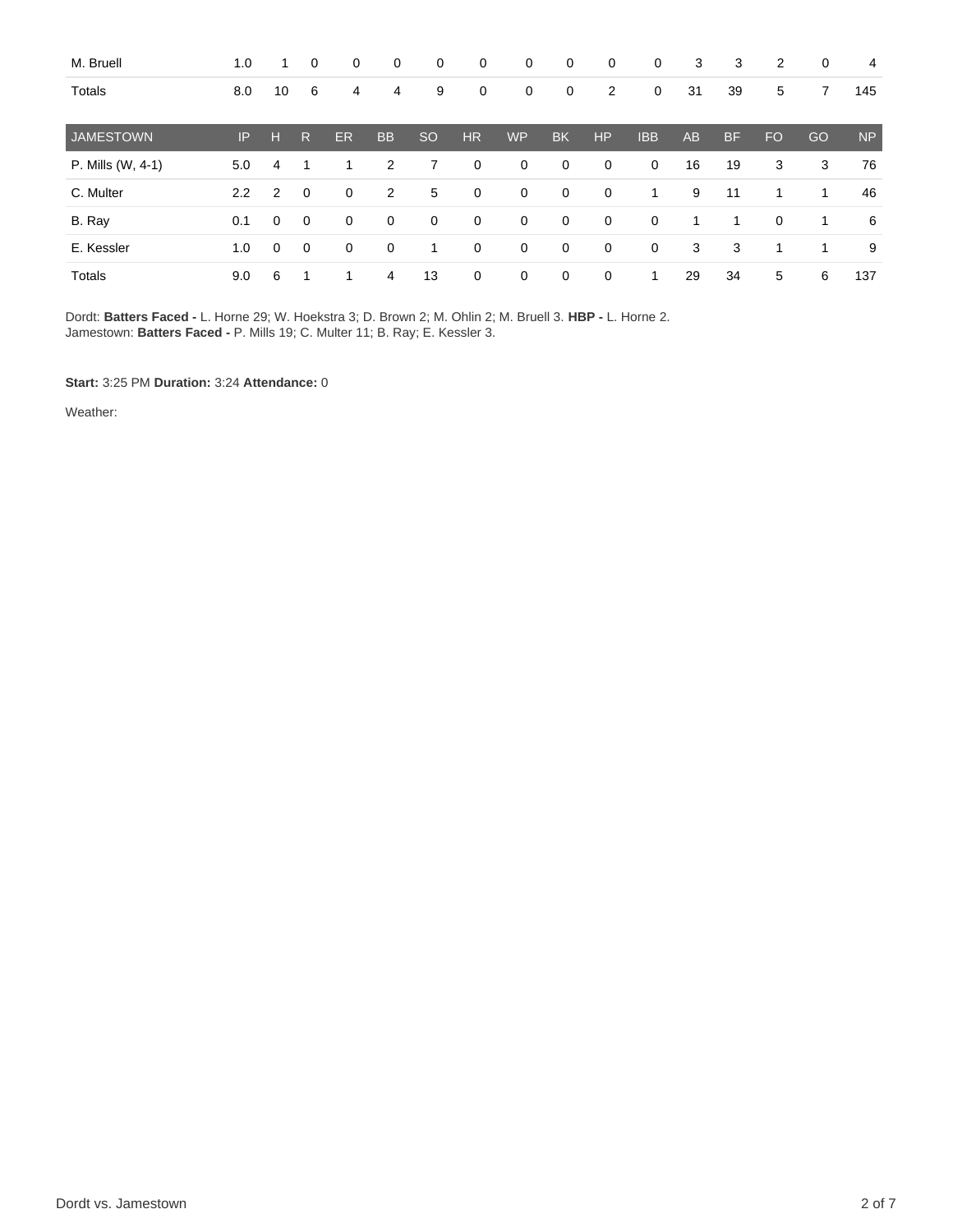| | IP | H | R | ER | BB | SO | HR | WP | BK | HP | IBB | AB | BF | FO | GO | NP |
|---|---|---|---|---|---|---|---|---|---|---|---|---|---|---|---|---|
| M. Bruell | 1.0 | 1 | 0 | 0 | 0 | 0 | 0 | 0 | 0 | 0 | 0 | 3 | 3 | 2 | 0 | 4 |
| Totals | 8.0 | 10 | 6 | 4 | 4 | 9 | 0 | 0 | 0 | 2 | 0 | 31 | 39 | 5 | 7 | 145 |

| JAMESTOWN | IP | H | R | ER | BB | SO | HR | WP | BK | HP | IBB | AB | BF | FO | GO | NP |
|---|---|---|---|---|---|---|---|---|---|---|---|---|---|---|---|---|
| P. Mills (W, 4-1) | 5.0 | 4 | 1 | 1 | 2 | 7 | 0 | 0 | 0 | 0 | 0 | 16 | 19 | 3 | 3 | 76 |
| C. Multer | 2.2 | 2 | 0 | 0 | 2 | 5 | 0 | 0 | 0 | 0 | 1 | 9 | 11 | 1 | 1 | 46 |
| B. Ray | 0.1 | 0 | 0 | 0 | 0 | 0 | 0 | 0 | 0 | 0 | 0 | 1 | 1 | 0 | 1 | 6 |
| E. Kessler | 1.0 | 0 | 0 | 0 | 0 | 1 | 0 | 0 | 0 | 0 | 0 | 3 | 3 | 1 | 1 | 9 |
| Totals | 9.0 | 6 | 1 | 1 | 4 | 13 | 0 | 0 | 0 | 0 | 1 | 29 | 34 | 5 | 6 | 137 |

Dordt: **Batters Faced -** L. Horne 29; W. Hoekstra 3; D. Brown 2; M. Ohlin 2; M. Bruell 3. **HBP -** L. Horne 2.
Jamestown: **Batters Faced -** P. Mills 19; C. Multer 11; B. Ray; E. Kessler 3.

**Start:** 3:25 PM **Duration:** 3:24 **Attendance:** 0

Weather: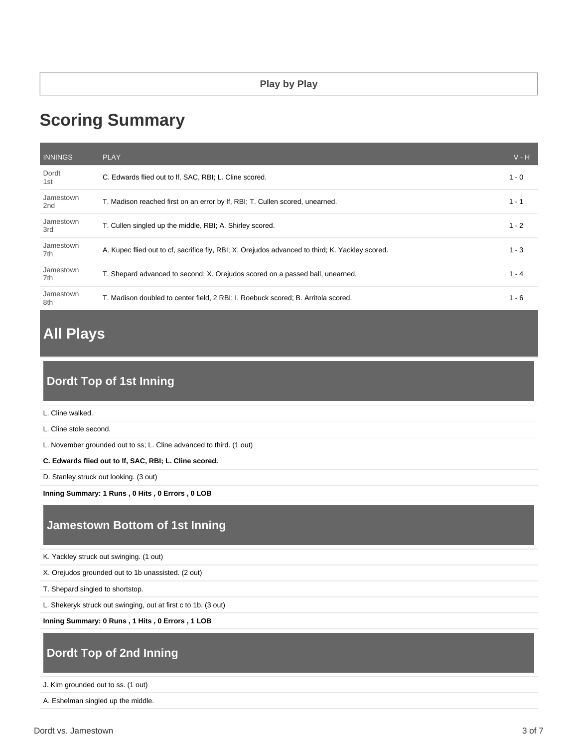**Play by Play**

# Scoring Summary

| INNINGS | PLAY | V - H |
| --- | --- | --- |
| Dordt 1st | C. Edwards flied out to lf, SAC, RBI; L. Cline scored. | 1 - 0 |
| Jamestown 2nd | T. Madison reached first on an error by lf, RBI; T. Cullen scored, unearned. | 1 - 1 |
| Jamestown 3rd | T. Cullen singled up the middle, RBI; A. Shirley scored. | 1 - 2 |
| Jamestown 7th | A. Kupec flied out to cf, sacrifice fly, RBI; X. Orejudos advanced to third; K. Yackley scored. | 1 - 3 |
| Jamestown 7th | T. Shepard advanced to second; X. Orejudos scored on a passed ball, unearned. | 1 - 4 |
| Jamestown 8th | T. Madison doubled to center field, 2 RBI; I. Roebuck scored; B. Arritola scored. | 1 - 6 |

# All Plays

## Dordt Top of 1st Inning

L. Cline walked.

L. Cline stole second.

L. November grounded out to ss; L. Cline advanced to third. (1 out)

**C. Edwards flied out to lf, SAC, RBI; L. Cline scored.**

D. Stanley struck out looking. (3 out)

**Inning Summary: 1 Runs , 0 Hits , 0 Errors , 0 LOB**

## Jamestown Bottom of 1st Inning

K. Yackley struck out swinging. (1 out)

X. Orejudos grounded out to 1b unassisted. (2 out)

T. Shepard singled to shortstop.

L. Shekeryk struck out swinging, out at first c to 1b. (3 out)

**Inning Summary: 0 Runs , 1 Hits , 0 Errors , 1 LOB**

## Dordt Top of 2nd Inning

J. Kim grounded out to ss. (1 out)

A. Eshelman singled up the middle.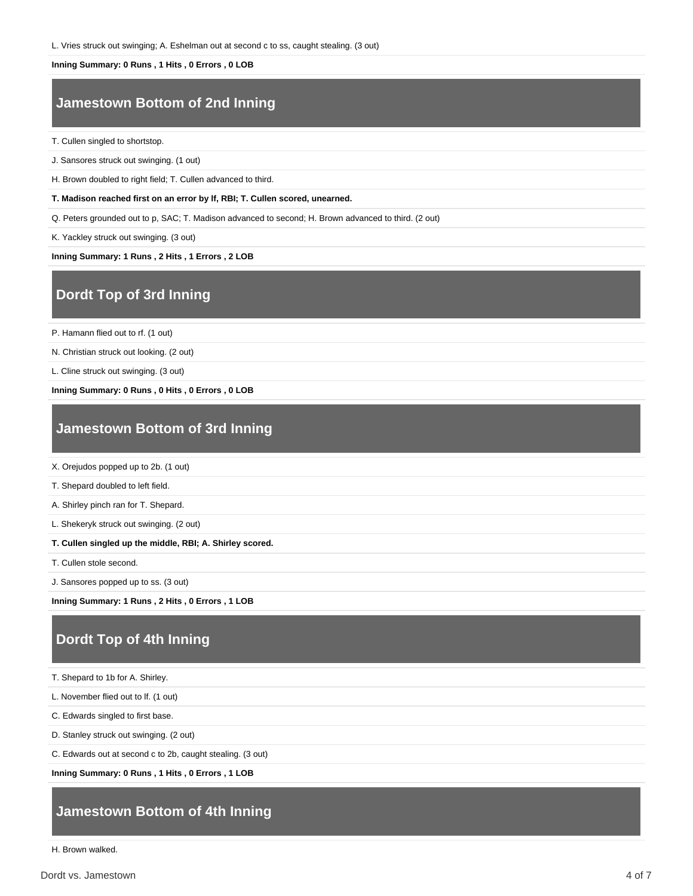L. Vries struck out swinging; A. Eshelman out at second c to ss, caught stealing. (3 out)

**Inning Summary: 0 Runs , 1 Hits , 0 Errors , 0 LOB**

## Jamestown Bottom of 2nd Inning

T. Cullen singled to shortstop.

J. Sansores struck out swinging. (1 out)

H. Brown doubled to right field; T. Cullen advanced to third.

**T. Madison reached first on an error by lf, RBI; T. Cullen scored, unearned.**

Q. Peters grounded out to p, SAC; T. Madison advanced to second; H. Brown advanced to third. (2 out)

K. Yackley struck out swinging. (3 out)

**Inning Summary: 1 Runs , 2 Hits , 1 Errors , 2 LOB**

## Dordt Top of 3rd Inning

P. Hamann flied out to rf. (1 out)

N. Christian struck out looking. (2 out)

L. Cline struck out swinging. (3 out)

**Inning Summary: 0 Runs , 0 Hits , 0 Errors , 0 LOB**

## Jamestown Bottom of 3rd Inning

X. Orejudos popped up to 2b. (1 out)

T. Shepard doubled to left field.

A. Shirley pinch ran for T. Shepard.

L. Shekeryk struck out swinging. (2 out)

**T. Cullen singled up the middle, RBI; A. Shirley scored.**

T. Cullen stole second.

J. Sansores popped up to ss. (3 out)

**Inning Summary: 1 Runs , 2 Hits , 0 Errors , 1 LOB**

## Dordt Top of 4th Inning

T. Shepard to 1b for A. Shirley.

L. November flied out to lf. (1 out)

C. Edwards singled to first base.

D. Stanley struck out swinging. (2 out)

C. Edwards out at second c to 2b, caught stealing. (3 out)

**Inning Summary: 0 Runs , 1 Hits , 0 Errors , 1 LOB**

## Jamestown Bottom of 4th Inning

H. Brown walked.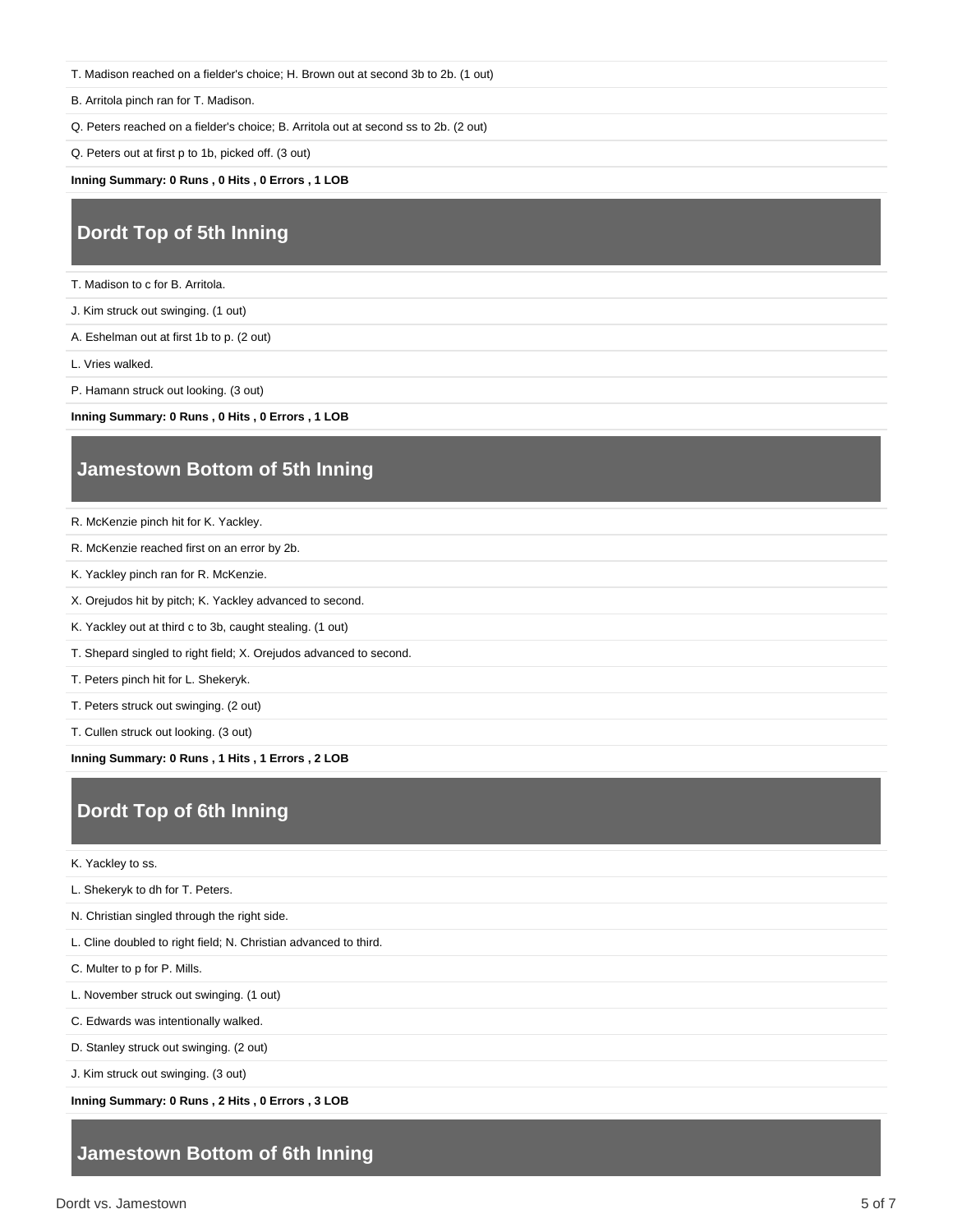T. Madison reached on a fielder's choice; H. Brown out at second 3b to 2b. (1 out)

B. Arritola pinch ran for T. Madison.

Q. Peters reached on a fielder's choice; B. Arritola out at second ss to 2b. (2 out)

Q. Peters out at first p to 1b, picked off. (3 out)

**Inning Summary: 0 Runs , 0 Hits , 0 Errors , 1 LOB**

## Dordt Top of 5th Inning

T. Madison to c for B. Arritola.

J. Kim struck out swinging. (1 out)

A. Eshelman out at first 1b to p. (2 out)

L. Vries walked.

P. Hamann struck out looking. (3 out)

**Inning Summary: 0 Runs , 0 Hits , 0 Errors , 1 LOB**

## Jamestown Bottom of 5th Inning

R. McKenzie pinch hit for K. Yackley.

R. McKenzie reached first on an error by 2b.

K. Yackley pinch ran for R. McKenzie.

X. Orejudos hit by pitch; K. Yackley advanced to second.

K. Yackley out at third c to 3b, caught stealing. (1 out)

T. Shepard singled to right field; X. Orejudos advanced to second.

T. Peters pinch hit for L. Shekeryk.

T. Peters struck out swinging. (2 out)

T. Cullen struck out looking. (3 out)

**Inning Summary: 0 Runs , 1 Hits , 1 Errors , 2 LOB**

## Dordt Top of 6th Inning

K. Yackley to ss.

L. Shekeryk to dh for T. Peters.

N. Christian singled through the right side.

L. Cline doubled to right field; N. Christian advanced to third.

C. Multer to p for P. Mills.

L. November struck out swinging. (1 out)

C. Edwards was intentionally walked.

D. Stanley struck out swinging. (2 out)

J. Kim struck out swinging. (3 out)

**Inning Summary: 0 Runs , 2 Hits , 0 Errors , 3 LOB**

## Jamestown Bottom of 6th Inning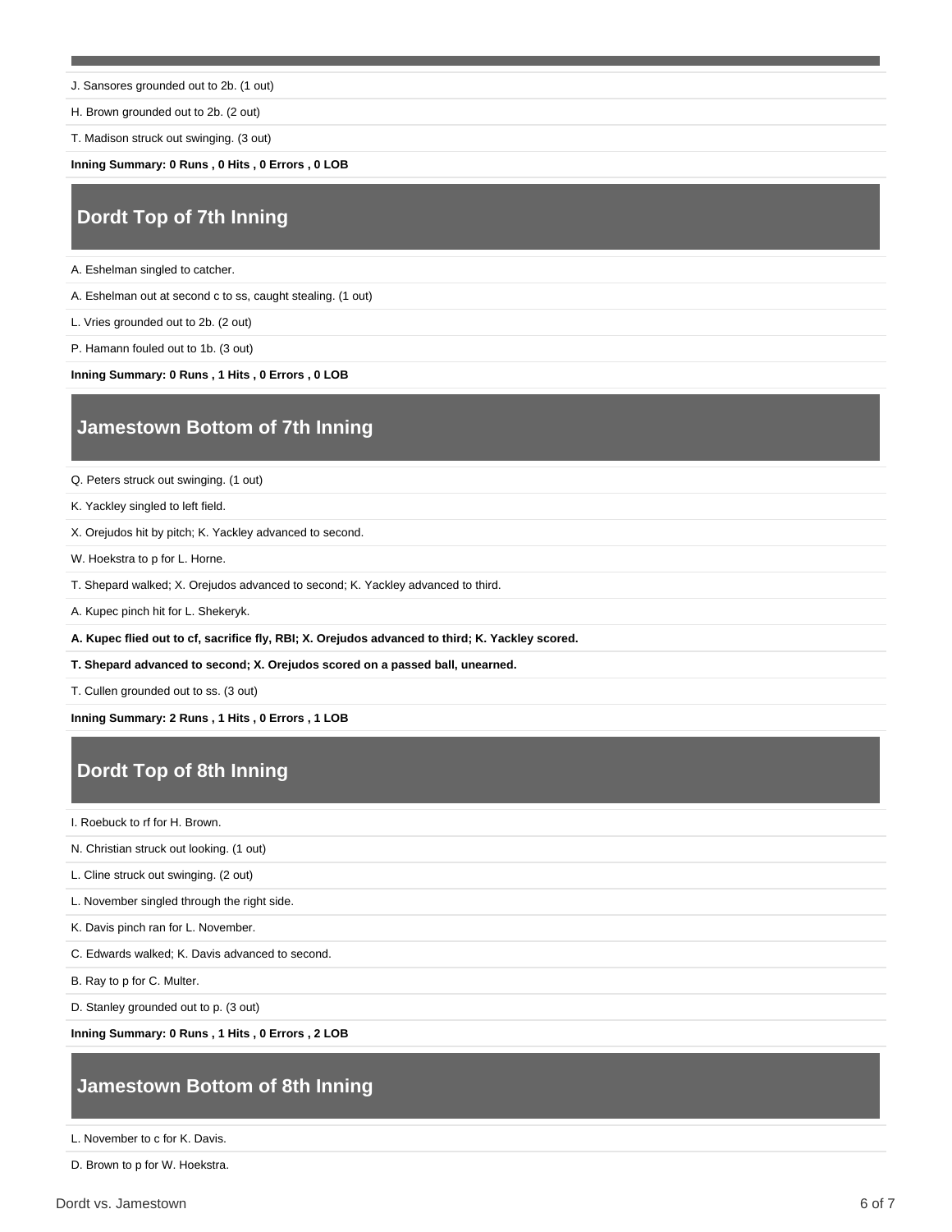J. Sansores grounded out to 2b. (1 out)

H. Brown grounded out to 2b. (2 out)

T. Madison struck out swinging. (3 out)

**Inning Summary: 0 Runs , 0 Hits , 0 Errors , 0 LOB**

## Dordt Top of 7th Inning

A. Eshelman singled to catcher.

A. Eshelman out at second c to ss, caught stealing. (1 out)

L. Vries grounded out to 2b. (2 out)

P. Hamann fouled out to 1b. (3 out)

**Inning Summary: 0 Runs , 1 Hits , 0 Errors , 0 LOB**

## Jamestown Bottom of 7th Inning

Q. Peters struck out swinging. (1 out)

K. Yackley singled to left field.

X. Orejudos hit by pitch; K. Yackley advanced to second.

W. Hoekstra to p for L. Horne.

T. Shepard walked; X. Orejudos advanced to second; K. Yackley advanced to third.

A. Kupec pinch hit for L. Shekeryk.

**A. Kupec flied out to cf, sacrifice fly, RBI; X. Orejudos advanced to third; K. Yackley scored.**

**T. Shepard advanced to second; X. Orejudos scored on a passed ball, unearned.**

T. Cullen grounded out to ss. (3 out)

**Inning Summary: 2 Runs , 1 Hits , 0 Errors , 1 LOB**

## Dordt Top of 8th Inning

I. Roebuck to rf for H. Brown.

N. Christian struck out looking. (1 out)

L. Cline struck out swinging. (2 out)

L. November singled through the right side.

K. Davis pinch ran for L. November.

C. Edwards walked; K. Davis advanced to second.

B. Ray to p for C. Multer.

D. Stanley grounded out to p. (3 out)

**Inning Summary: 0 Runs , 1 Hits , 0 Errors , 2 LOB**

## Jamestown Bottom of 8th Inning

L. November to c for K. Davis.

D. Brown to p for W. Hoekstra.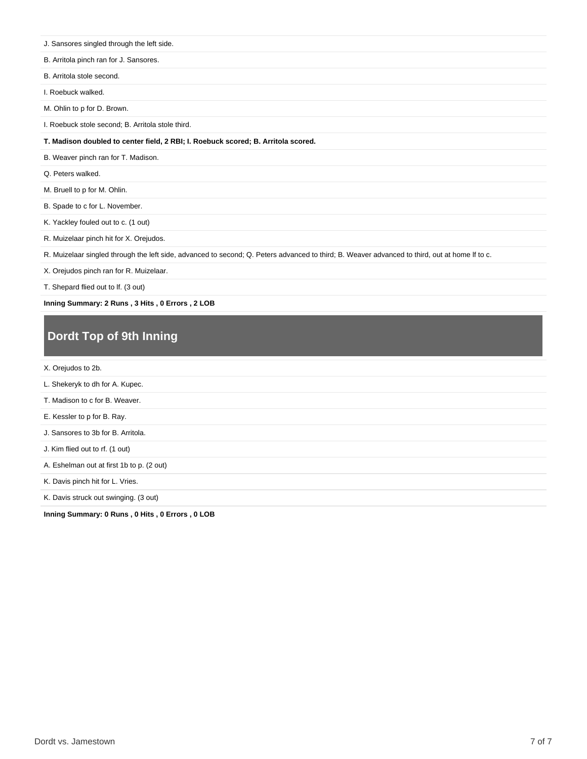J. Sansores singled through the left side.

B. Arritola pinch ran for J. Sansores.

B. Arritola stole second.

I. Roebuck walked.

M. Ohlin to p for D. Brown.

I. Roebuck stole second; B. Arritola stole third.

**T. Madison doubled to center field, 2 RBI; I. Roebuck scored; B. Arritola scored.**

B. Weaver pinch ran for T. Madison.

Q. Peters walked.

M. Bruell to p for M. Ohlin.

B. Spade to c for L. November.

K. Yackley fouled out to c. (1 out)

R. Muizelaar pinch hit for X. Orejudos.

R. Muizelaar singled through the left side, advanced to second; Q. Peters advanced to third; B. Weaver advanced to third, out at home lf to c.

X. Orejudos pinch ran for R. Muizelaar.

T. Shepard flied out to lf. (3 out)

**Inning Summary: 2 Runs , 3 Hits , 0 Errors , 2 LOB**

## Dordt Top of 9th Inning

X. Orejudos to 2b.

L. Shekeryk to dh for A. Kupec.

T. Madison to c for B. Weaver.

E. Kessler to p for B. Ray.

J. Sansores to 3b for B. Arritola.

J. Kim flied out to rf. (1 out)

A. Eshelman out at first 1b to p. (2 out)

K. Davis pinch hit for L. Vries.

K. Davis struck out swinging. (3 out)

**Inning Summary: 0 Runs , 0 Hits , 0 Errors , 0 LOB**